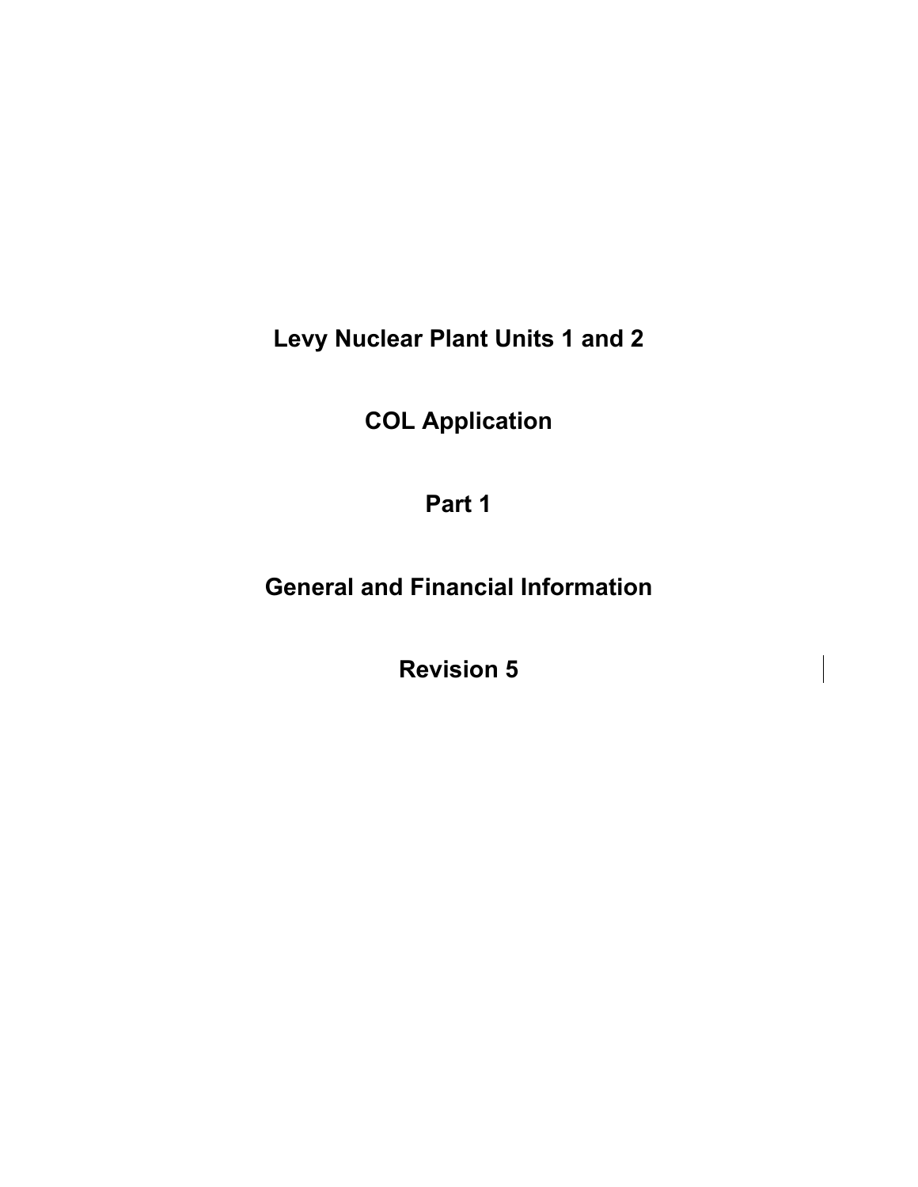# Levy Nuclear Plant Units 1 and 2

# COL Application

# Part 1

# General and Financial Information

# Revision 5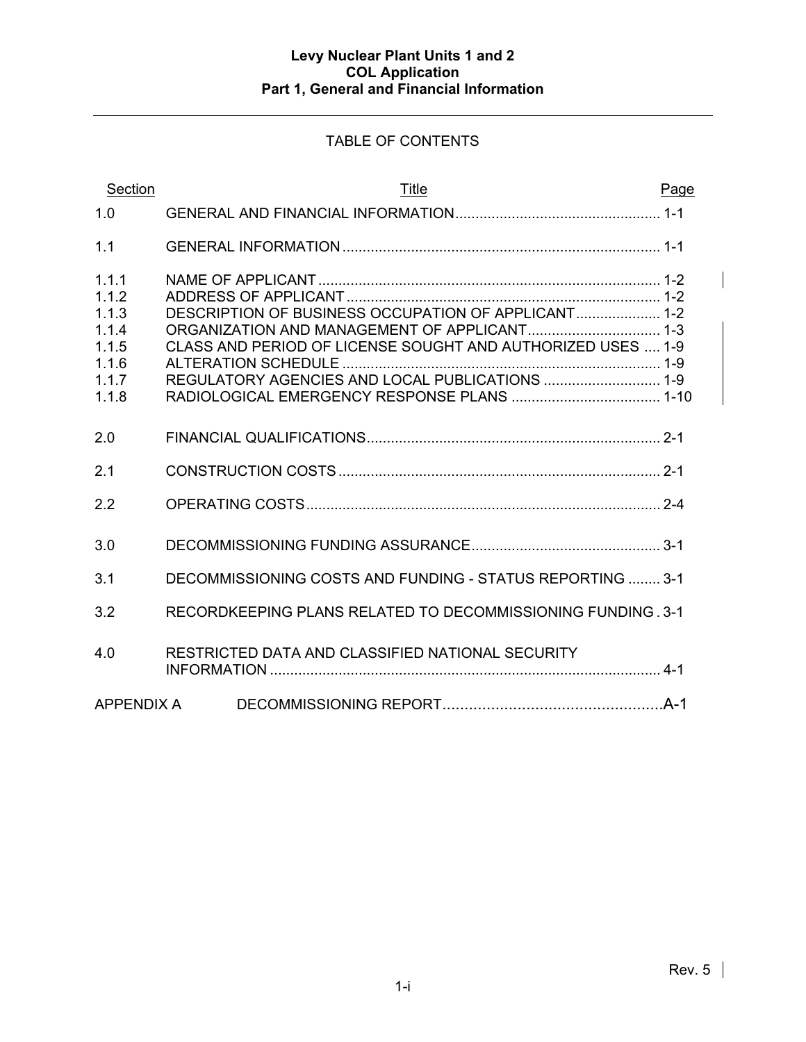# TABLE OF CONTENTS

| Section | Title | Page |
|---|---|---|
| 1.0 | GENERAL AND FINANCIAL INFORMATION | 1-1 |
| 1.1 | GENERAL INFORMATION | 1-1 |
| 1.1.1 | NAME OF APPLICANT | 1-2 |
| 1.1.2 | ADDRESS OF APPLICANT | 1-2 |
| 1.1.3 | DESCRIPTION OF BUSINESS OCCUPATION OF APPLICANT | 1-2 |
| 1.1.4 | ORGANIZATION AND MANAGEMENT OF APPLICANT | 1-3 |
| 1.1.5 | CLASS AND PERIOD OF LICENSE SOUGHT AND AUTHORIZED USES | 1-9 |
| 1.1.6 | ALTERATION SCHEDULE | 1-9 |
| 1.1.7 | REGULATORY AGENCIES AND LOCAL PUBLICATIONS | 1-9 |
| 1.1.8 | RADIOLOGICAL EMERGENCY RESPONSE PLANS | 1-10 |
| 2.0 | FINANCIAL QUALIFICATIONS | 2-1 |
| 2.1 | CONSTRUCTION COSTS | 2-1 |
| 2.2 | OPERATING COSTS | 2-4 |
| 3.0 | DECOMMISSIONING FUNDING ASSURANCE | 3-1 |
| 3.1 | DECOMMISSIONING COSTS AND FUNDING - STATUS REPORTING | 3-1 |
| 3.2 | RECORDKEEPING PLANS RELATED TO DECOMMISSIONING FUNDING | 3-1 |
| 4.0 | RESTRICTED DATA AND CLASSIFIED NATIONAL SECURITY INFORMATION | 4-1 |
| APPENDIX A | DECOMMISSIONING REPORT | A-1 |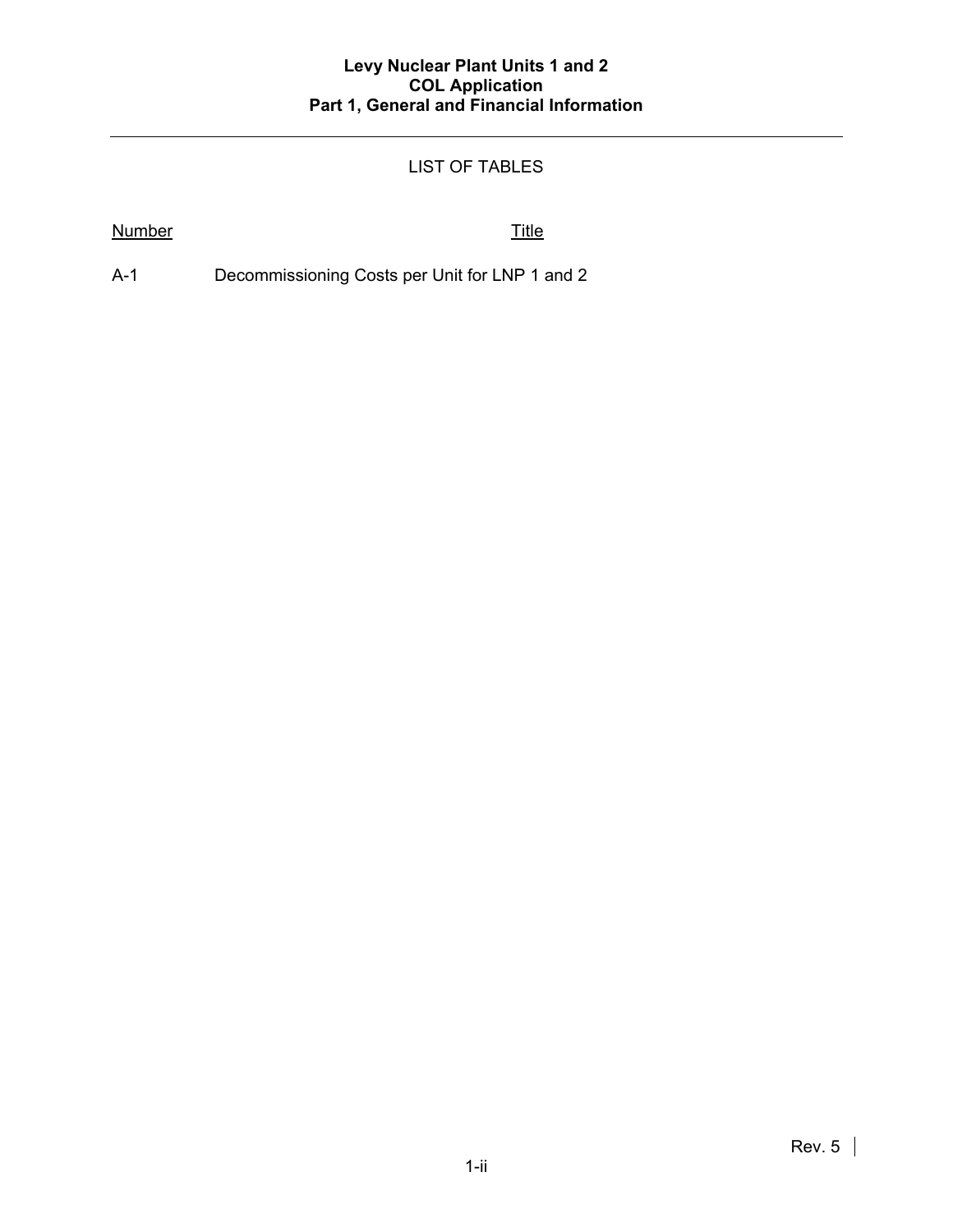## LIST OF TABLES

| Number | Title |
| --- | --- |
| A-1 | Decommissioning Costs per Unit for LNP 1 and 2 |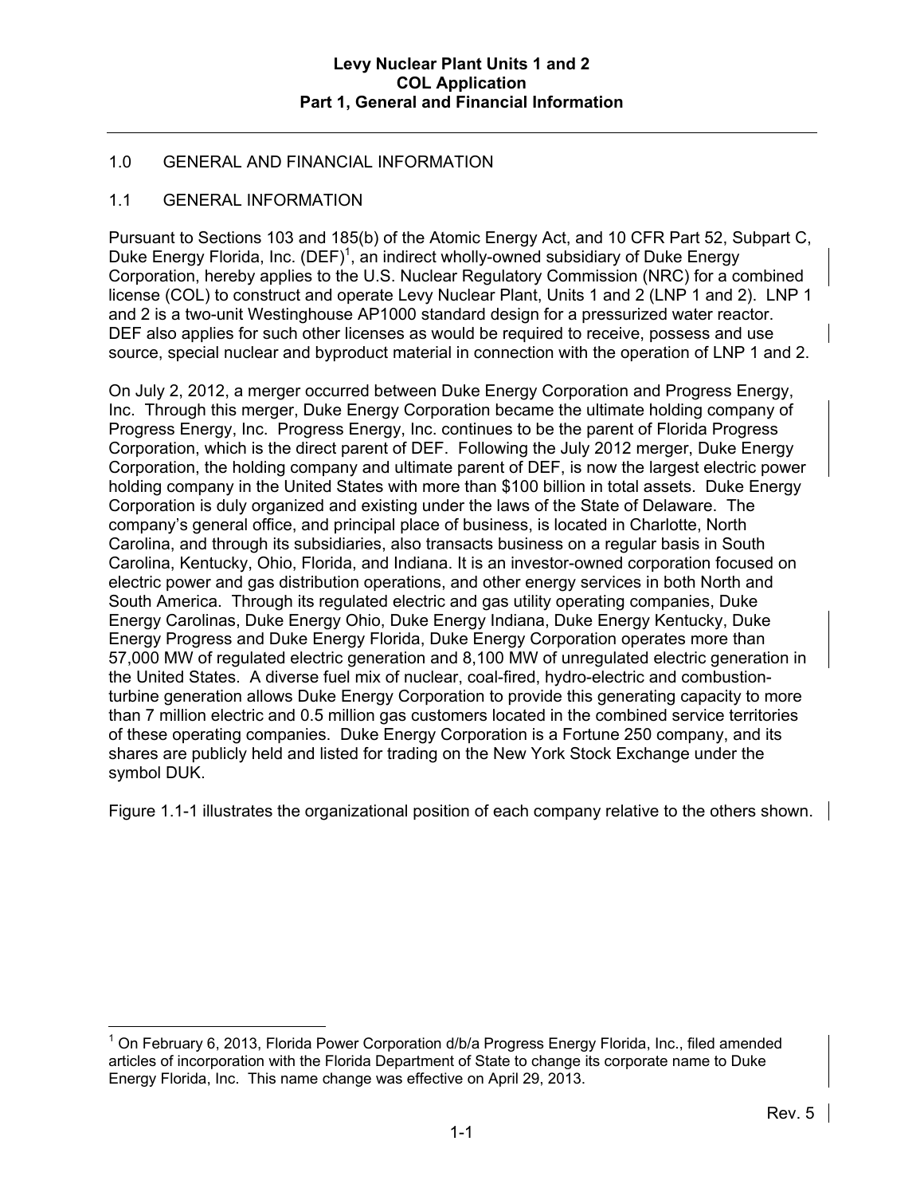## 1.0 GENERAL AND FINANCIAL INFORMATION

### 1.1 GENERAL INFORMATION

Pursuant to Sections 103 and 185(b) of the Atomic Energy Act, and 10 CFR Part 52, Subpart C, Duke Energy Florida, Inc. (DEF)[1], an indirect wholly-owned subsidiary of Duke Energy Corporation, hereby applies to the U.S. Nuclear Regulatory Commission (NRC) for a combined license (COL) to construct and operate Levy Nuclear Plant, Units 1 and 2 (LNP 1 and 2). LNP 1 and 2 is a two-unit Westinghouse AP1000 standard design for a pressurized water reactor. DEF also applies for such other licenses as would be required to receive, possess and use source, special nuclear and byproduct material in connection with the operation of LNP 1 and 2.

On July 2, 2012, a merger occurred between Duke Energy Corporation and Progress Energy, Inc. Through this merger, Duke Energy Corporation continues became the ultimate holding company of Progress Energy, Inc. Progress Energy, Inc. continues to be the parent of Florida Progress Corporation, which is the direct parent of DEF. Following the July 2012 merger, Duke Energy Corporation, the holding company and ultimate parent of DEF, is now the largest electric power holding company in the United States with more than $100 billion in total assets. Duke Energy Corporation is duly organized and existing under the laws of the State of Delaware. The company's general office, and principal place of business, is located in Charlotte, North Carolina, and through its subsidiaries, also transacts business on a regular basis in South Carolina, Kentucky, Ohio, Florida, and Indiana. It is an investor-owned corporation focused on electric power and gas distribution operations, and other energy services in both North and South America. Through its regulated electric and gas utility operating companies, Duke Energy Carolinas, Duke Energy Ohio, Duke Energy Indiana, Duke Energy Kentucky, Duke Energy Progress and Duke Energy Florida, Duke Energy Corporation operates more than 57,000 MW of regulated electric generation and 8,100 MW of unregulated electric generation in the United States. A diverse fuel mix of nuclear, coal-fired, hydro-electric and combustion-turbine generation allows Duke Energy Corporation to provide this generating capacity to more than 7 million electric and 0.5 million gas customers located in the combined service territories of these operating companies. Duke Energy Corporation is a Fortune 250 company, and its shares are publicly held and listed for trading on the New York Stock Exchange under the symbol DUK.

Figure 1.1-1 illustrates the organizational position of each company relative to the others shown.

---

[1] On February 6, 2013, Florida Power Corporation d/b/a Progress Energy Florida, Inc., filed amended articles of incorporation with the Florida Department of State to change its corporate name to Duke Energy Florida, Inc. This name change was effective on April 29, 2013.

Rev. 5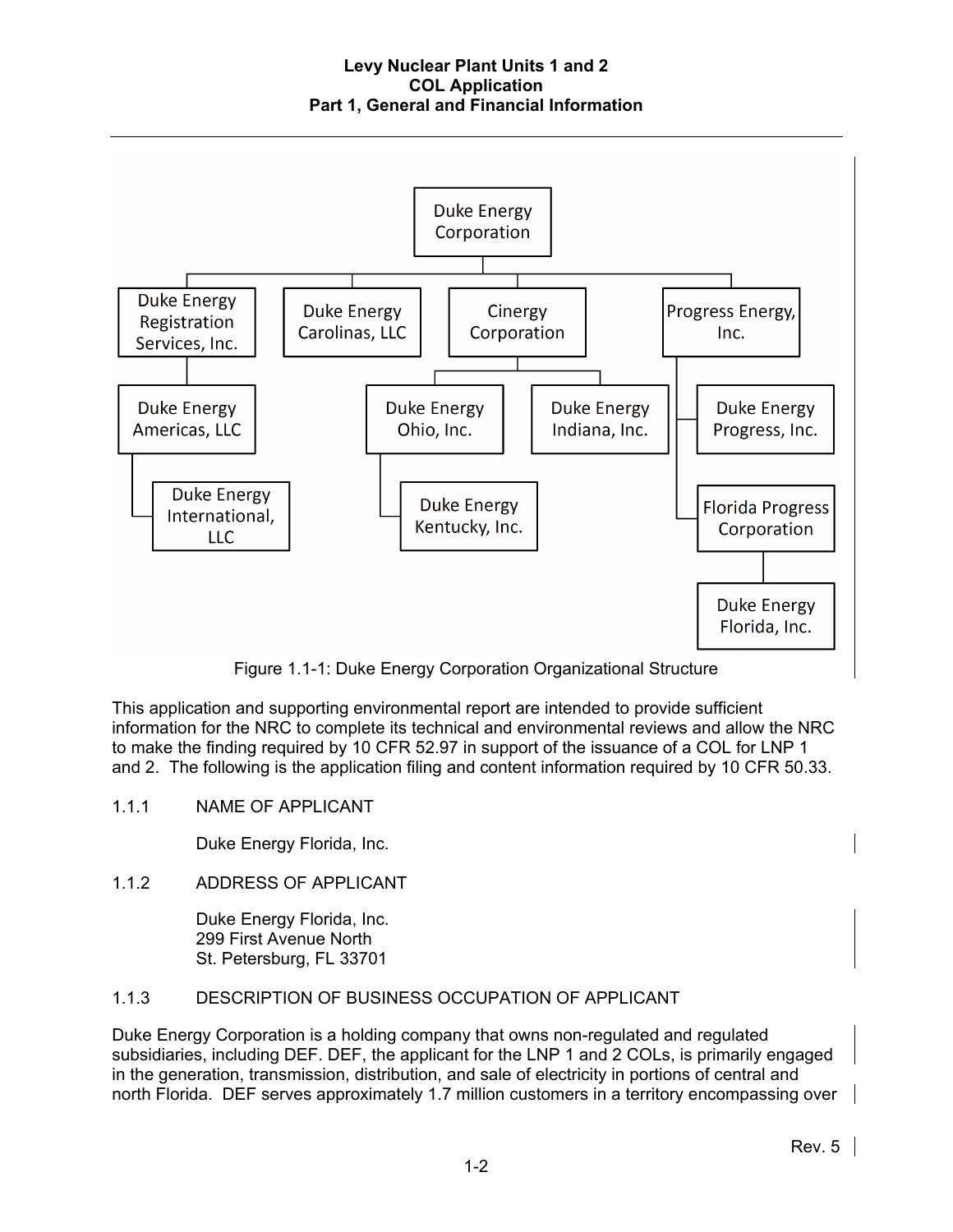- Duke Energy Corporation
  - Duke Energy Registration Services, Inc.
    - Duke Energy Americas, LLC
      - Duke Energy International, LLC
  - Duke Energy Carolinas, LLC
  - Cinergy Corporation
    - Duke Energy Ohio, Inc.
      - Duke Energy Kentucky, Inc.
    - Duke Energy Indiana, Inc.
  - Progress Energy, Inc.
    - Duke Energy Progress, Inc.
    - Florida Progress Corporation
      - Duke Energy Florida, Inc.

Figure 1.1-1: Duke Energy Corporation Organizational Structure

This application and supporting environmental report are intended to provide sufficient information for the NRC to complete its technical and environmental reviews and allow the NRC to make the finding required by 10 CFR 52.97 in support of the issuance of a COL for LNP 1 and 2. The following is the application filing and content information required by 10 CFR 50.33.

### 1.1.1 NAME OF APPLICANT

Duke Energy Florida, Inc.

### 1.1.2 ADDRESS OF APPLICANT

Duke Energy Florida, Inc.
299 First Avenue North
St. Petersburg, FL 33701

### 1.1.3 DESCRIPTION OF BUSINESS OCCUPATION OF APPLICANT

Duke Energy Corporation is a holding company that owns non-regulated and regulated subsidiaries, including DEF. DEF, the applicant for the LNP 1 and 2 COLs, is primarily engaged in the generation, transmission, distribution, and sale of electricity in portions of central and north Florida. DEF serves approximately 1.7 million customers in a territory encompassing over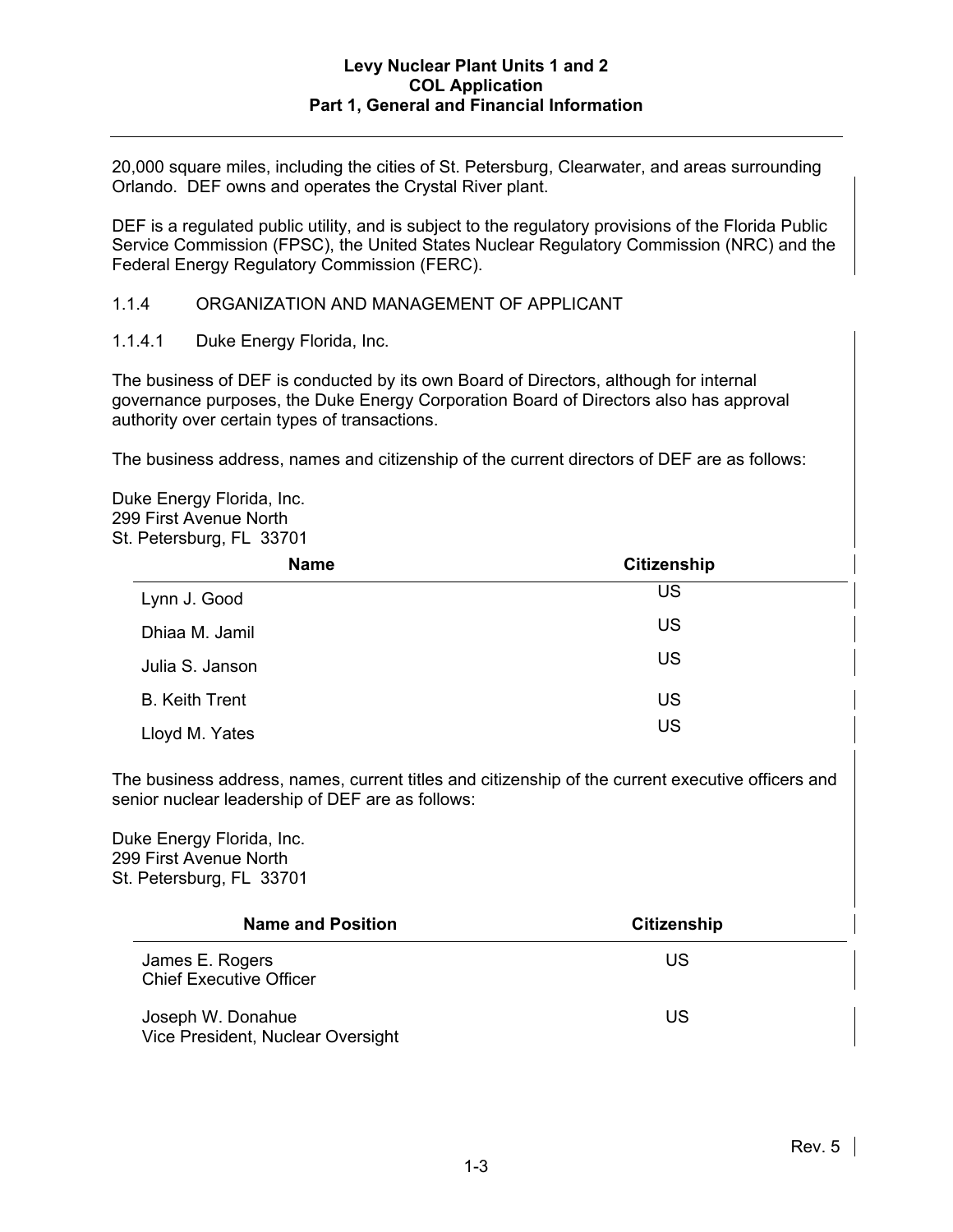20,000 square miles, including the cities of St. Petersburg, Clearwater, and areas surrounding Orlando. DEF owns and operates the Crystal River plant.

DEF is a regulated public utility, and is subject to the regulatory provisions of the Florida Public Service Commission (FPSC), the United States Nuclear Regulatory Commission (NRC) and the Federal Energy Regulatory Commission (FERC).

### 1.1.4 ORGANIZATION AND MANAGEMENT OF APPLICANT

#### 1.1.4.1 Duke Energy Florida, Inc.

The business of DEF is conducted by its own Board of Directors, although for internal governance purposes, the Duke Energy Corporation Board of Directors also has approval authority over certain types of transactions.

The business address, names and citizenship of the current directors of DEF are as follows:

Duke Energy Florida, Inc.
299 First Avenue North
St. Petersburg, FL 33701

| Name | Citizenship |
|---|---|
| Lynn J. Good | US |
| Dhiaa M. Jamil | US |
| Julia S. Janson | US |
| B. Keith Trent | US |
| Lloyd M. Yates | US |

The business address, names, current titles and citizenship of the current executive officers and senior nuclear leadership of DEF are as follows:

Duke Energy Florida, Inc.
299 First Avenue North
St. Petersburg, FL 33701

| Name and Position | Citizenship |
|---|---|
| James E. Rogers<br>Chief Executive Officer | US |
| Joseph W. Donahue<br>Vice President, Nuclear Oversight | US |

Rev. 5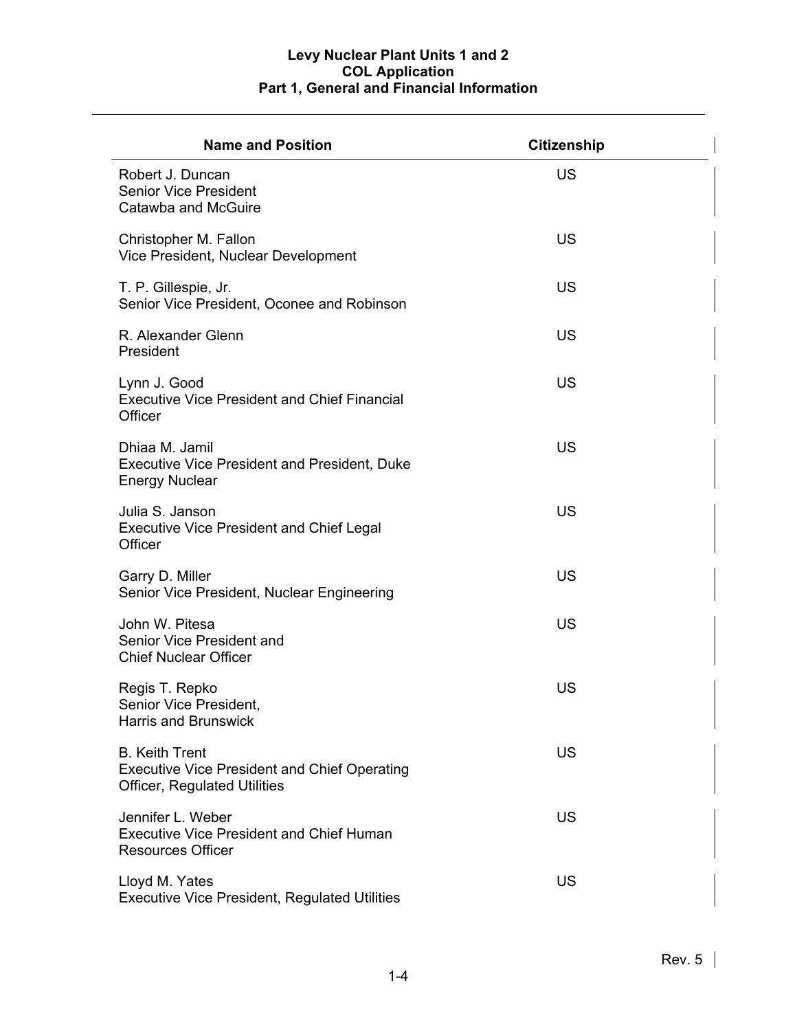| Name and Position | Citizenship |
|---|---|
| Robert J. Duncan<br>Senior Vice President<br>Catawba and McGuire | US |
| Christopher M. Fallon<br>Vice President, Nuclear Development | US |
| T. P. Gillespie, Jr.<br>Senior Vice President, Oconee and Robinson | US |
| R. Alexander Glenn<br>President | US |
| Lynn J. Good<br>Executive Vice President and Chief Financial Officer | US |
| Dhiaa M. Jamil<br>Executive Vice President and President, Duke Energy Nuclear | US |
| Julia S. Janson<br>Executive Vice President and Chief Legal Officer | US |
| Garry D. Miller<br>Senior Vice President, Nuclear Engineering | US |
| John W. Pitesa<br>Senior Vice President and<br>Chief Nuclear Officer | US |
| Regis T. Repko<br>Senior Vice President,<br>Harris and Brunswick | US |
| B. Keith Trent<br>Executive Vice President and Chief Operating Officer, Regulated Utilities | US |
| Jennifer L. Weber<br>Executive Vice President and Chief Human Resources Officer | US |
| Lloyd M. Yates<br>Executive Vice President, Regulated Utilities | US |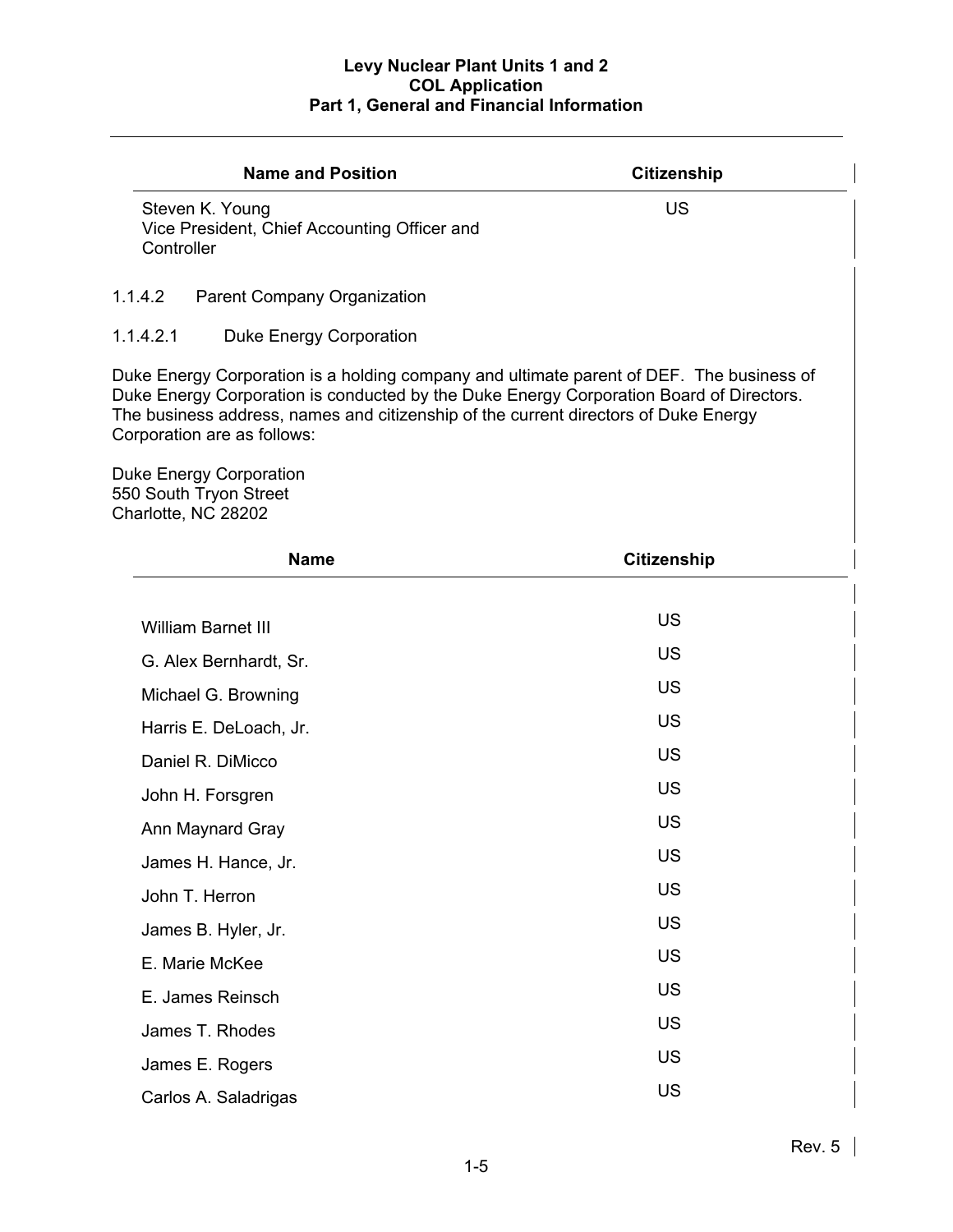| Name and Position | Citizenship |
|---|---|
| Steven K. Young<br>Vice President, Chief Accounting Officer and Controller | US |

#### 1.1.4.2 Parent Company Organization

##### 1.1.4.2.1 Duke Energy Corporation

Duke Energy Corporation is a holding company and ultimate parent of DEF. The business of Duke Energy Corporation is conducted by the Duke Energy Corporation Board of Directors. The business address, names and citizenship of the current directors of Duke Energy Corporation are as follows:

Duke Energy Corporation
550 South Tryon Street
Charlotte, NC 28202

| Name | Citizenship |
|---|---|
| William Barnet III | US |
| G. Alex Bernhardt, Sr. | US |
| Michael G. Browning | US |
| Harris E. DeLoach, Jr. | US |
| Daniel R. DiMicco | US |
| John H. Forsgren | US |
| Ann Maynard Gray | US |
| James H. Hance, Jr. | US |
| John T. Herron | US |
| James B. Hyler, Jr. | US |
| E. Marie McKee | US |
| E. James Reinsch | US |
| James T. Rhodes | US |
| James E. Rogers | US |
| Carlos A. Saladrigas | US |

Rev. 5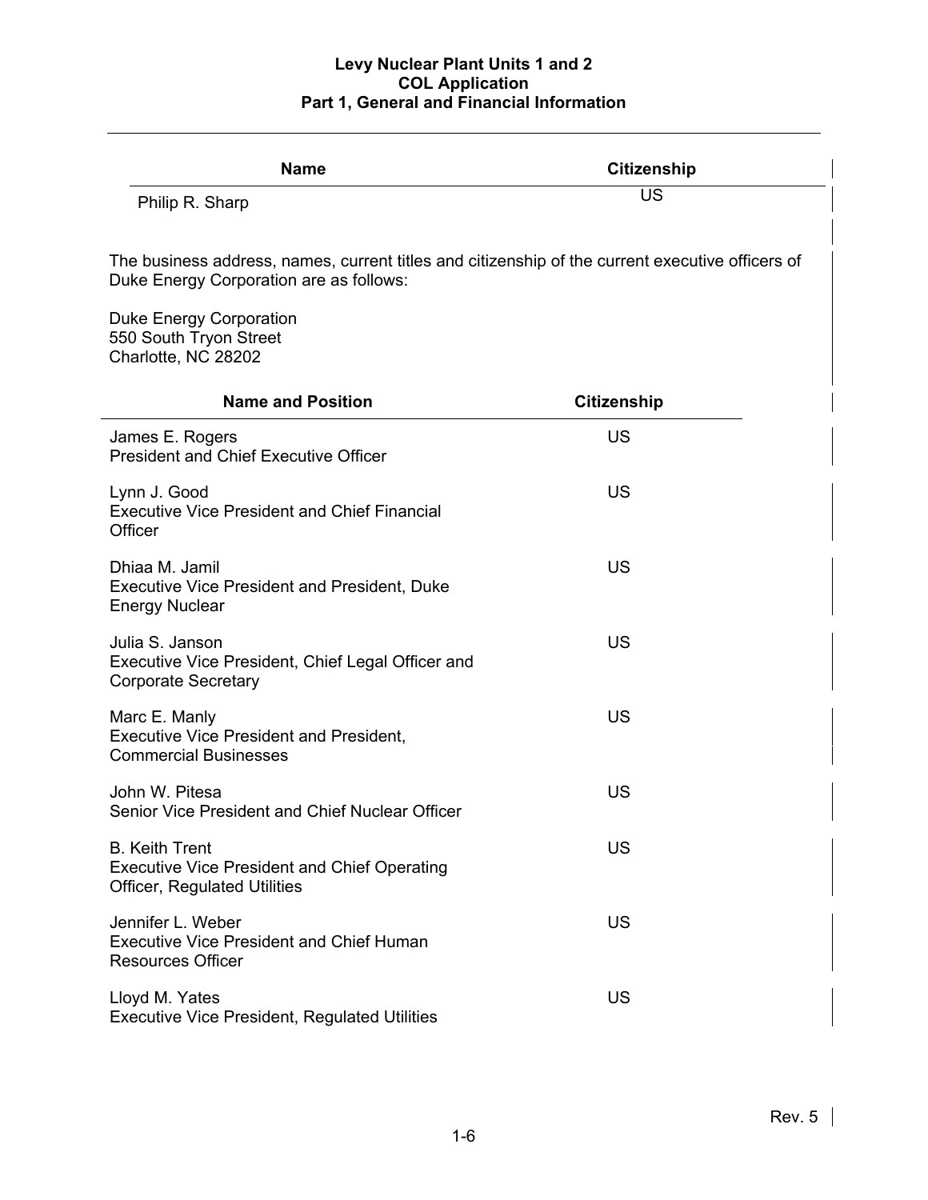| Name | Citizenship |
| --- | --- |
| Philip R. Sharp | US |

The business address, names, current titles and citizenship of the current executive officers of Duke Energy Corporation are as follows:

Duke Energy Corporation
550 South Tryon Street
Charlotte, NC 28202

| Name and Position | Citizenship |
| --- | --- |
| James E. Rogers<br>President and Chief Executive Officer | US |
| Lynn J. Good<br>Executive Vice President and Chief Financial Officer | US |
| Dhiaa M. Jamil<br>Executive Vice President and President, Duke Energy Nuclear | US |
| Julia S. Janson<br>Executive Vice President, Chief Legal Officer and Corporate Secretary | US |
| Marc E. Manly<br>Executive Vice President and President, Commercial Businesses | US |
| John W. Pitesa<br>Senior Vice President and Chief Nuclear Officer | US |
| B. Keith Trent<br>Executive Vice President and Chief Operating Officer, Regulated Utilities | US |
| Jennifer L. Weber<br>Executive Vice President and Chief Human Resources Officer | US |
| Lloyd M. Yates<br>Executive Vice President, Regulated Utilities | US |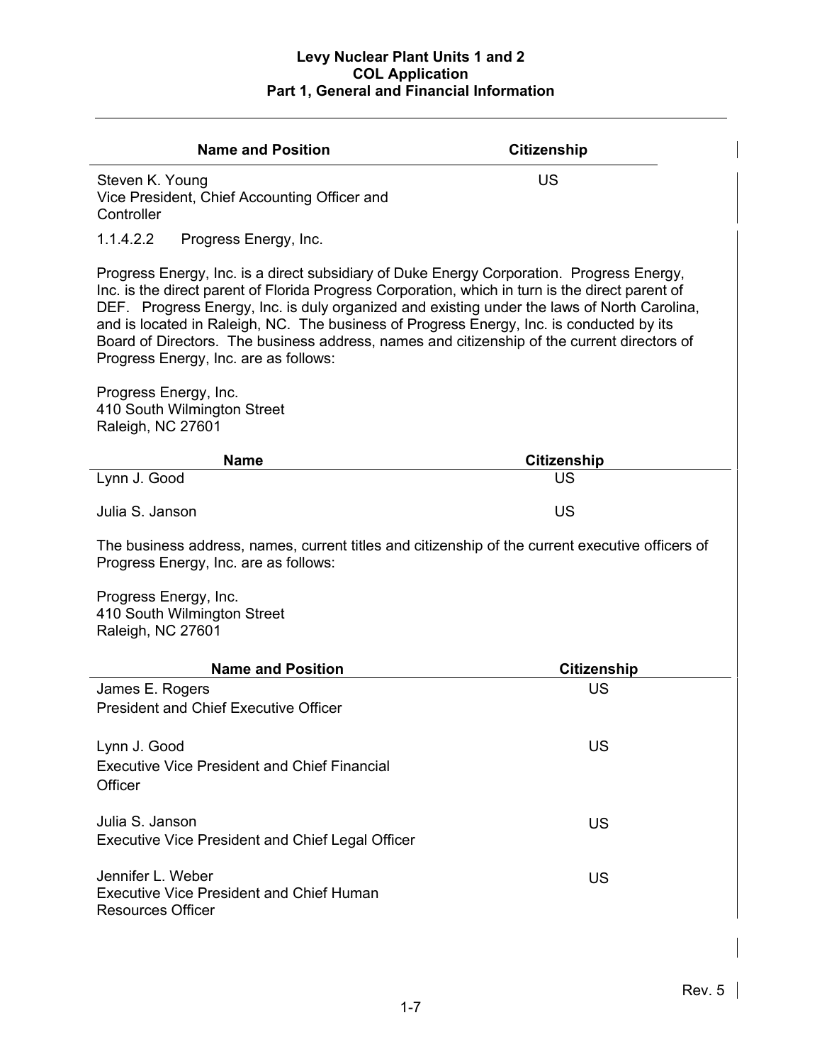| Name and Position | Citizenship |
|---|---|
| Steven K. Young<br>Vice President, Chief Accounting Officer and Controller | US |

1.1.4.2.2 Progress Energy, Inc.

Progress Energy, Inc. is a direct subsidiary of Duke Energy Corporation. Progress Energy, Inc. is the direct parent of Florida Progress Corporation, which in turn is the direct parent of DEF. Progress Energy, Inc. is duly organized and existing under the laws of North Carolina, and is located in Raleigh, NC. The business of Progress Energy, Inc. is conducted by its Board of Directors. The business address, names and citizenship of the current directors of Progress Energy, Inc. are as follows:

Progress Energy, Inc.
410 South Wilmington Street
Raleigh, NC 27601

| Name | Citizenship |
|---|---|
| Lynn J. Good | US |
| Julia S. Janson | US |

The business address, names, current titles and citizenship of the current executive officers of Progress Energy, Inc. are as follows:

Progress Energy, Inc.
410 South Wilmington Street
Raleigh, NC 27601

| Name and Position | Citizenship |
|---|---|
| James E. Rogers<br>President and Chief Executive Officer | US |
| Lynn J. Good<br>Executive Vice President and Chief Financial Officer | US |
| Julia S. Janson<br>Executive Vice President and Chief Legal Officer | US |
| Jennifer L. Weber<br>Executive Vice President and Chief Human Resources Officer | US |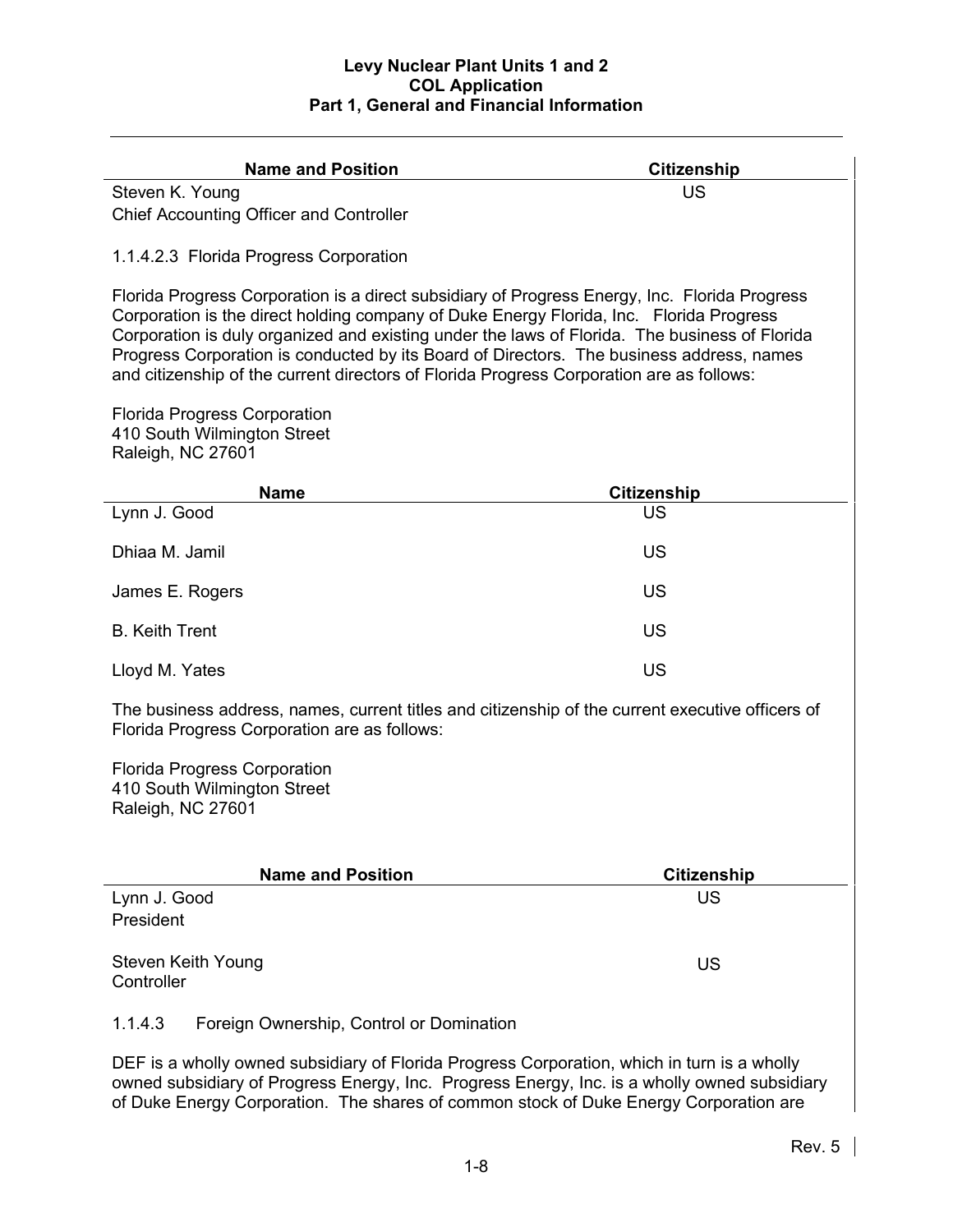| Name and Position | Citizenship |
| --- | --- |
| Steven K. Young<br>Chief Accounting Officer and Controller | US |

1.1.4.2.3 Florida Progress Corporation

Florida Progress Corporation is a direct subsidiary of Progress Energy, Inc. Florida Progress Corporation is the direct holding company of Duke Energy Florida, Inc. Florida Progress Corporation is duly organized and existing under the laws of Florida. The business of Florida Progress Corporation is conducted by its Board of Directors. The business address, names and citizenship of the current directors of Florida Progress Corporation are as follows:

Florida Progress Corporation
410 South Wilmington Street
Raleigh, NC 27601

| Name | Citizenship |
| --- | --- |
| Lynn J. Good | US |
| Dhiaa M. Jamil | US |
| James E. Rogers | US |
| B. Keith Trent | US |
| Lloyd M. Yates | US |

The business address, names, current titles and citizenship of the current executive officers of Florida Progress Corporation are as follows:

Florida Progress Corporation
410 South Wilmington Street
Raleigh, NC 27601

| Name and Position | Citizenship |
| --- | --- |
| Lynn J. Good<br>President | US |
| Steven Keith Young<br>Controller | US |

1.1.4.3 Foreign Ownership, Control or Domination

DEF is a wholly owned subsidiary of Florida Progress Corporation, which in turn is a wholly owned subsidiary of Progress Energy, Inc. Progress Energy, Inc. is a wholly owned subsidiary of Duke Energy Corporation. The shares of common stock of Duke Energy Corporation are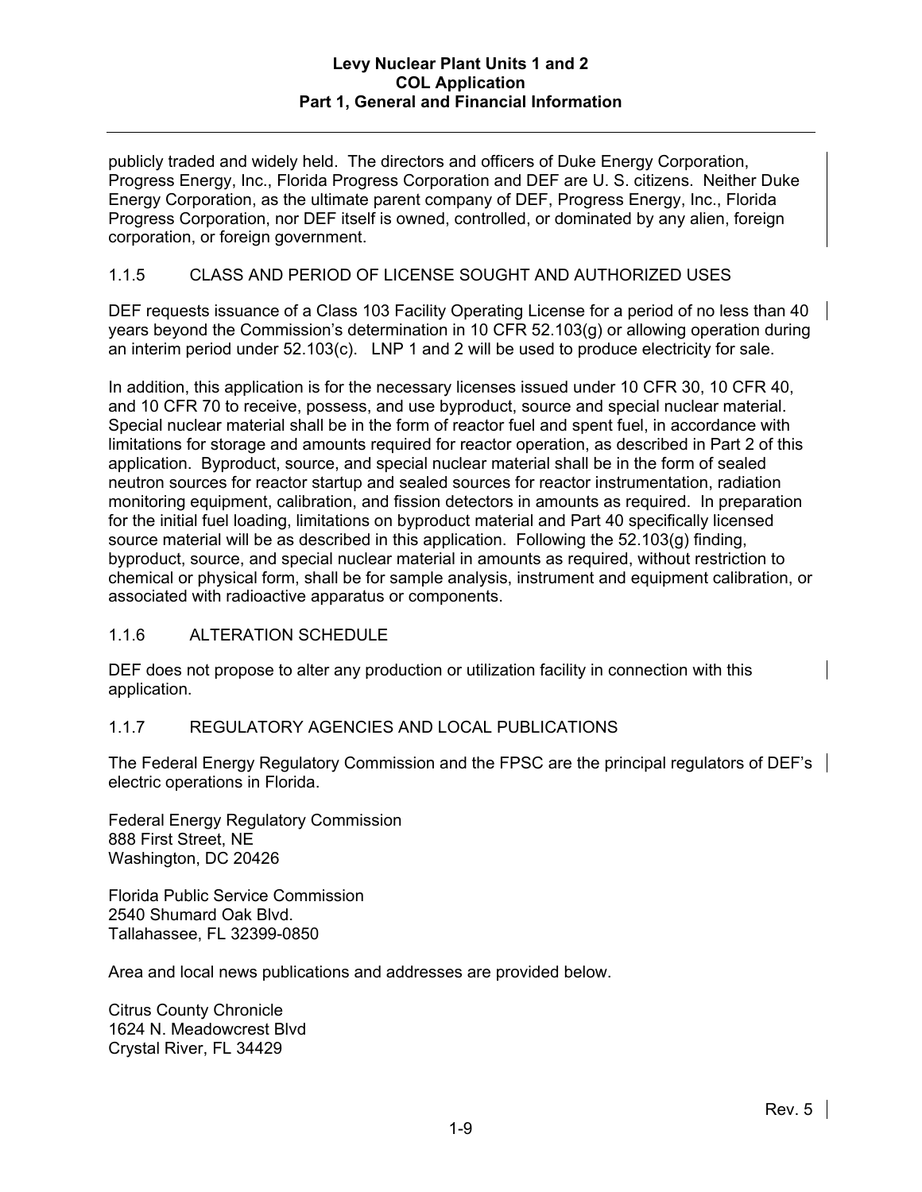publicly traded and widely held. The directors and officers of Duke Energy Corporation, Progress Energy, Inc., Florida Progress Corporation and DEF are U. S. citizens. Neither Duke Energy Corporation, as the ultimate parent company of DEF, Progress Energy, Inc., Florida Progress Corporation, nor DEF itself is owned, controlled, or dominated by any alien, foreign corporation, or foreign government.

### 1.1.5 CLASS AND PERIOD OF LICENSE SOUGHT AND AUTHORIZED USES

DEF requests issuance of a Class 103 Facility Operating License for a period of no less than 40 years beyond the Commission's determination in 10 CFR 52.103(g) or allowing operation during an interim period under 52.103(c). LNP 1 and 2 will be used to produce electricity for sale.

In addition, this application is for the necessary licenses issued under 10 CFR 30, 10 CFR 40, and 10 CFR 70 to receive, possess, and use byproduct, source and special nuclear material. Special nuclear material shall be in the form of reactor fuel and spent fuel, in accordance with limitations for storage and amounts required for reactor operation, as described in Part 2 of this application. Byproduct, source, and special nuclear material shall be in the form of sealed neutron sources for reactor startup and sealed sources for reactor instrumentation, radiation monitoring equipment, calibration, and fission detectors in amounts as required. In preparation for the initial fuel loading, limitations on byproduct material and Part 40 specifically licensed source material will be as described in this application. Following the 52.103(g) finding, byproduct, source, and special nuclear material in amounts as required, without restriction to chemical or physical form, shall be for sample analysis, instrument and equipment calibration, or associated with radioactive apparatus or components.

### 1.1.6 ALTERATION SCHEDULE

DEF does not propose to alter any production or utilization facility in connection with this application.

### 1.1.7 REGULATORY AGENCIES AND LOCAL PUBLICATIONS

The Federal Energy Regulatory Commission and the FPSC are the principal regulators of DEF's electric operations in Florida.

Federal Energy Regulatory Commission
888 First Street, NE
Washington, DC 20426

Florida Public Service Commission
2540 Shumard Oak Blvd.
Tallahassee, FL 32399-0850

Area and local news publications and addresses are provided below.

Citrus County Chronicle
1624 N. Meadowcrest Blvd
Crystal River, FL 34429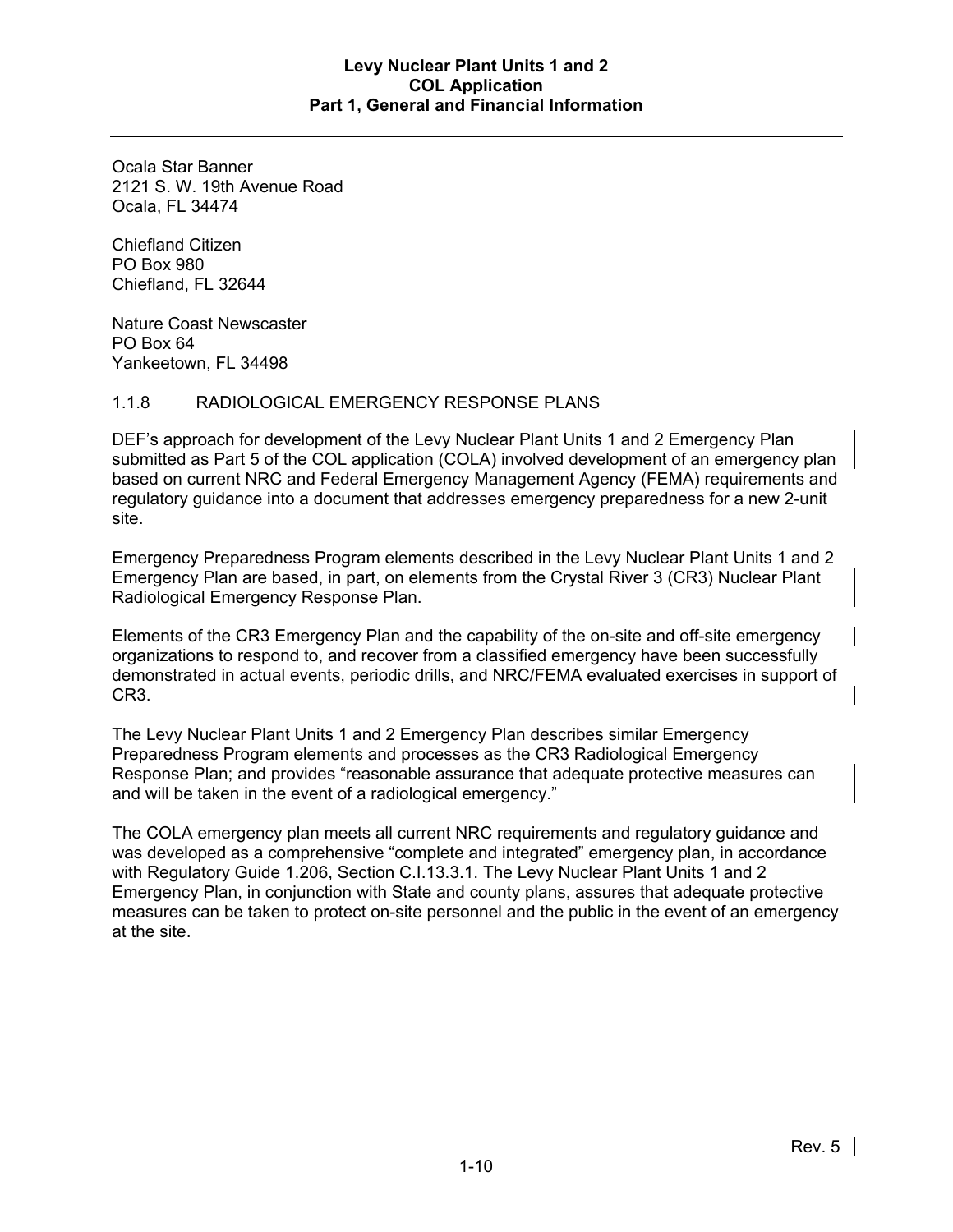Ocala Star Banner
2121 S. W. 19th Avenue Road
Ocala, FL 34474

Chiefland Citizen
PO Box 980
Chiefland, FL 32644

Nature Coast Newscaster
PO Box 64
Yankeetown, FL 34498

### 1.1.8 RADIOLOGICAL EMERGENCY RESPONSE PLANS

DEF's approach for development of the Levy Nuclear Plant Units 1 and 2 Emergency Plan submitted as Part 5 of the COL application (COLA) involved development of an emergency plan based on current NRC and Federal Emergency Management Agency (FEMA) requirements and regulatory guidance into a document that addresses emergency preparedness for a new 2-unit site.

Emergency Preparedness Program elements described in the Levy Nuclear Plant Units 1 and 2 Emergency Plan are based, in part, on elements from the Crystal River 3 (CR3) Nuclear Plant Radiological Emergency Response Plan.

Elements of the CR3 Emergency Plan and the capability of the on-site and off-site emergency organizations to respond to, and recover from a classified emergency have been successfully demonstrated in actual events, periodic drills, and NRC/FEMA evaluated exercises in support of CR3.

The Levy Nuclear Plant Units 1 and 2 Emergency Plan describes similar Emergency Preparedness Program elements and processes as the CR3 Radiological Emergency Response Plan; and provides "reasonable assurance that adequate protective measures can and will be taken in the event of a radiological emergency."

The COLA emergency plan meets all current NRC requirements and regulatory guidance and was developed as a comprehensive "complete and integrated" emergency plan, in accordance with Regulatory Guide 1.206, Section C.I.13.3.1. The Levy Nuclear Plant Units 1 and 2 Emergency Plan, in conjunction with State and county plans, assures that adequate protective measures can be taken to protect on-site personnel and the public in the event of an emergency at the site.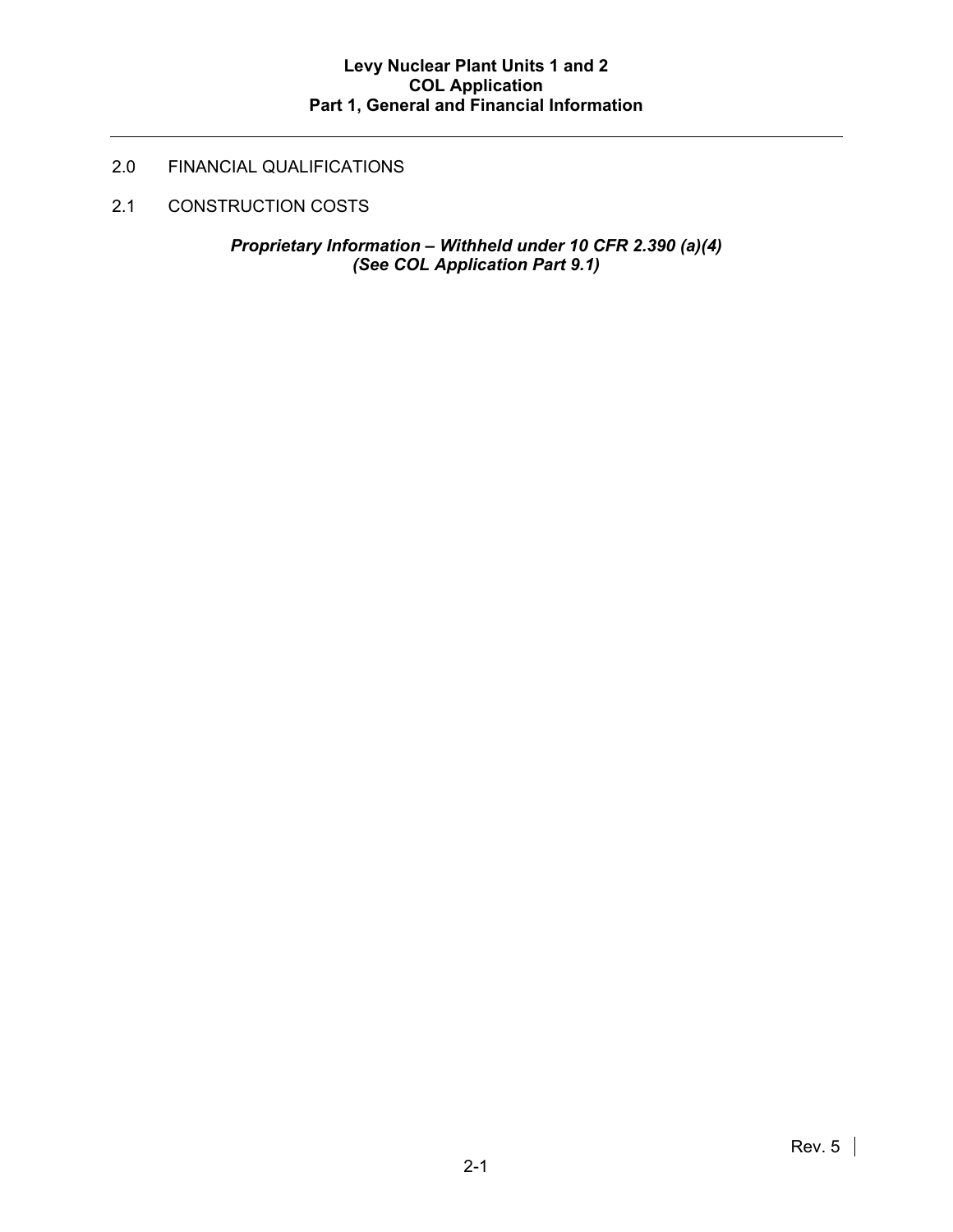## 2.0 FINANCIAL QUALIFICATIONS

### 2.1 CONSTRUCTION COSTS

***Proprietary Information – Withheld under 10 CFR 2.390 (a)(4)***
***(See COL Application Part 9.1)***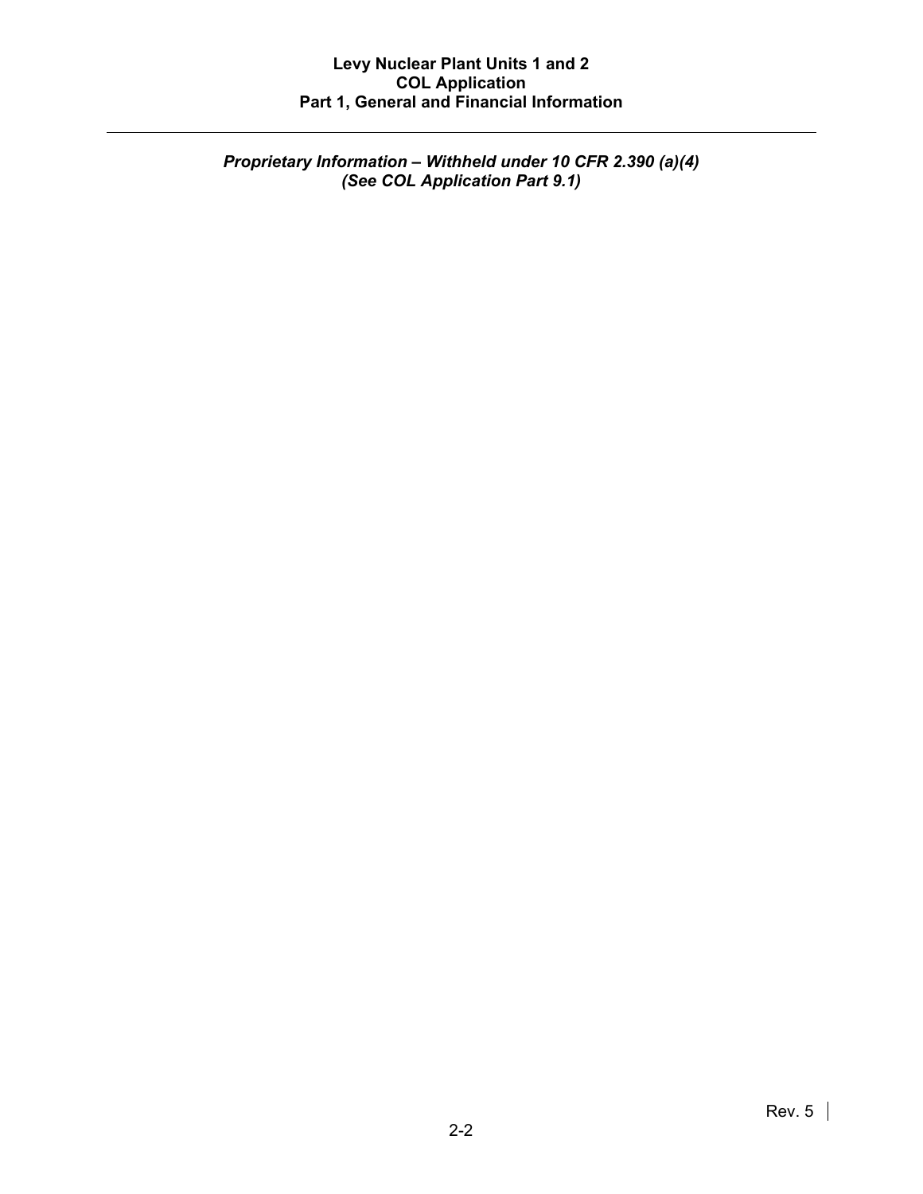*Proprietary Information – Withheld under 10 CFR 2.390 (a)(4)*
*(See COL Application Part 9.1)*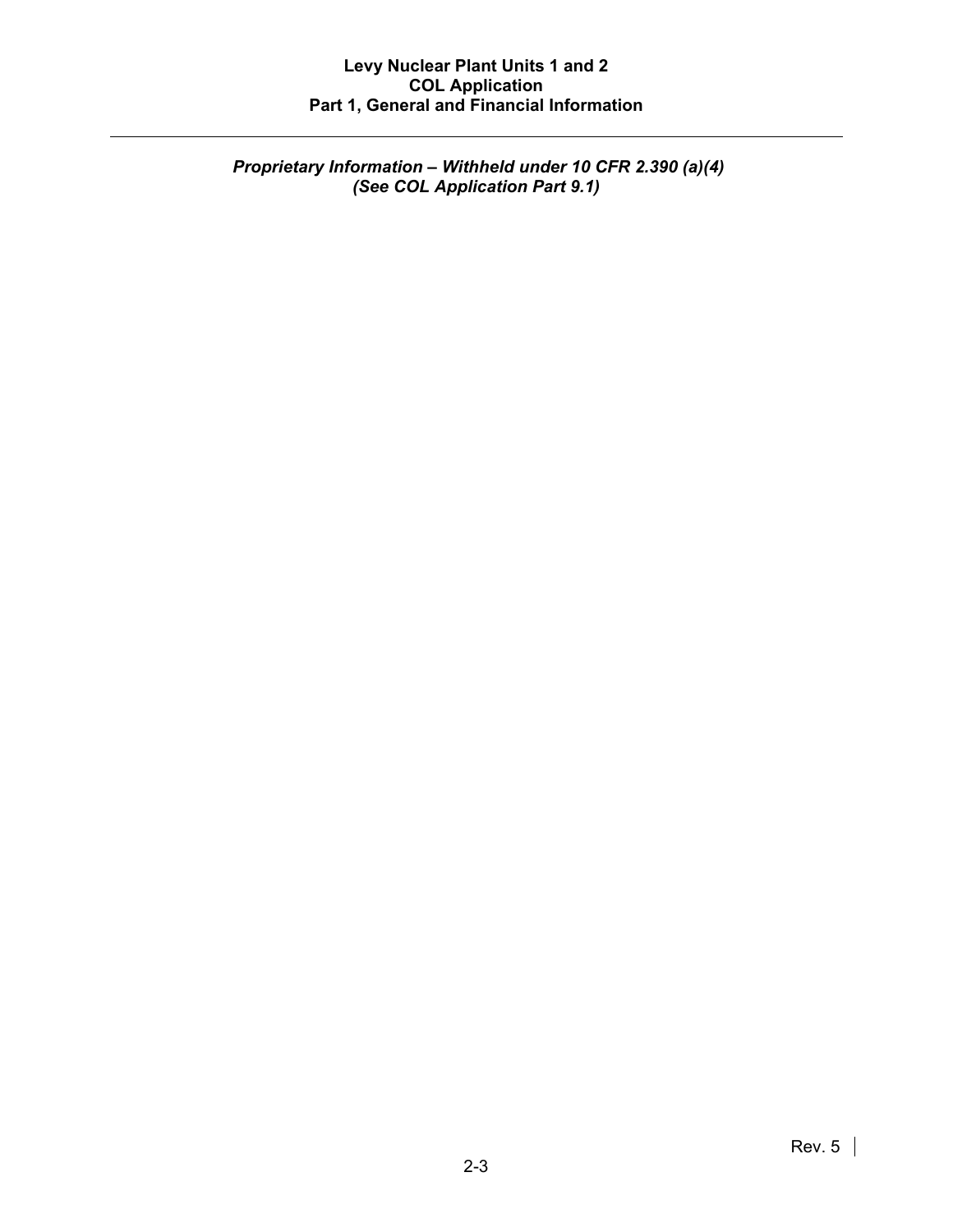*Proprietary Information – Withheld under 10 CFR 2.390 (a)(4)*
*(See COL Application Part 9.1)*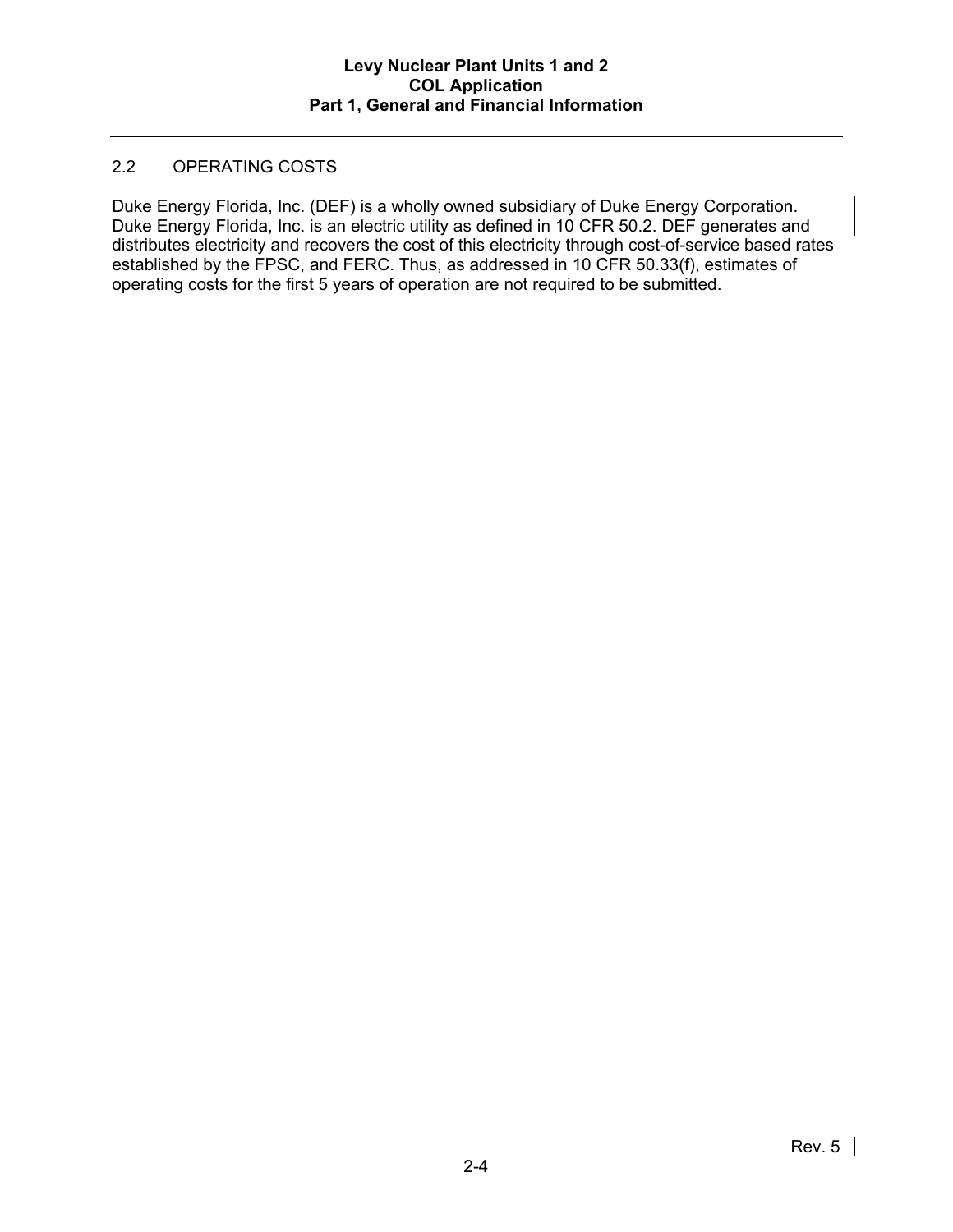## 2.2 OPERATING COSTS

Duke Energy Florida, Inc. (DEF) is a wholly owned subsidiary of Duke Energy Corporation. Duke Energy Florida, Inc. is an electric utility as defined in 10 CFR 50.2. DEF generates and distributes electricity and recovers the cost of this electricity through cost-of-service based rates established by the FPSC, and FERC. Thus, as addressed in 10 CFR 50.33(f), estimates of operating costs for the first 5 years of operation are not required to be submitted.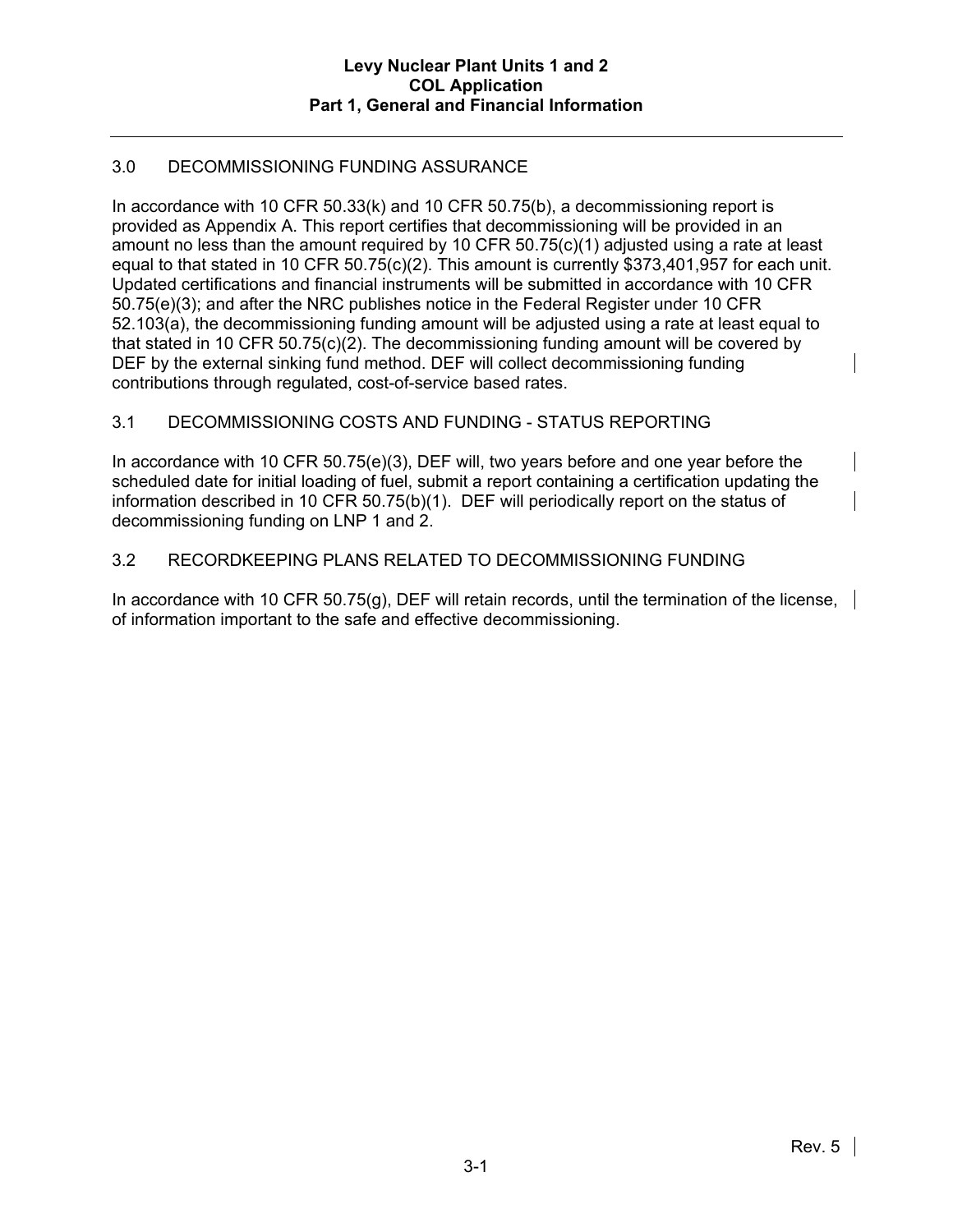## 3.0 DECOMMISSIONING FUNDING ASSURANCE

In accordance with 10 CFR 50.33(k) and 10 CFR 50.75(b), a decommissioning report is provided as Appendix A. This report certifies that decommissioning will be provided in an amount no less than the amount required by 10 CFR 50.75(c)(1) adjusted using a rate at least equal to that stated in 10 CFR 50.75(c)(2). This amount is currently $373,401,957 for each unit. Updated certifications and financial instruments will be submitted in accordance with 10 CFR 50.75(e)(3); and after the NRC publishes notice in the Federal Register under 10 CFR 52.103(a), the decommissioning funding amount will be adjusted using a rate at least equal to that stated in 10 CFR 50.75(c)(2). The decommissioning funding amount will be covered by DEF by the external sinking fund method. DEF will collect decommissioning funding contributions through regulated, cost-of-service based rates.

### 3.1 DECOMMISSIONING COSTS AND FUNDING - STATUS REPORTING

In accordance with 10 CFR 50.75(e)(3), DEF will, two years before and one year before the scheduled date for initial loading of fuel, submit a report containing a certification updating the information described in 10 CFR 50.75(b)(1). DEF will periodically report on the status of decommissioning funding on LNP 1 and 2.

### 3.2 RECORDKEEPING PLANS RELATED TO DECOMMISSIONING FUNDING

In accordance with 10 CFR 50.75(g), DEF will retain records, until the termination of the license, of information important to the safe and effective decommissioning.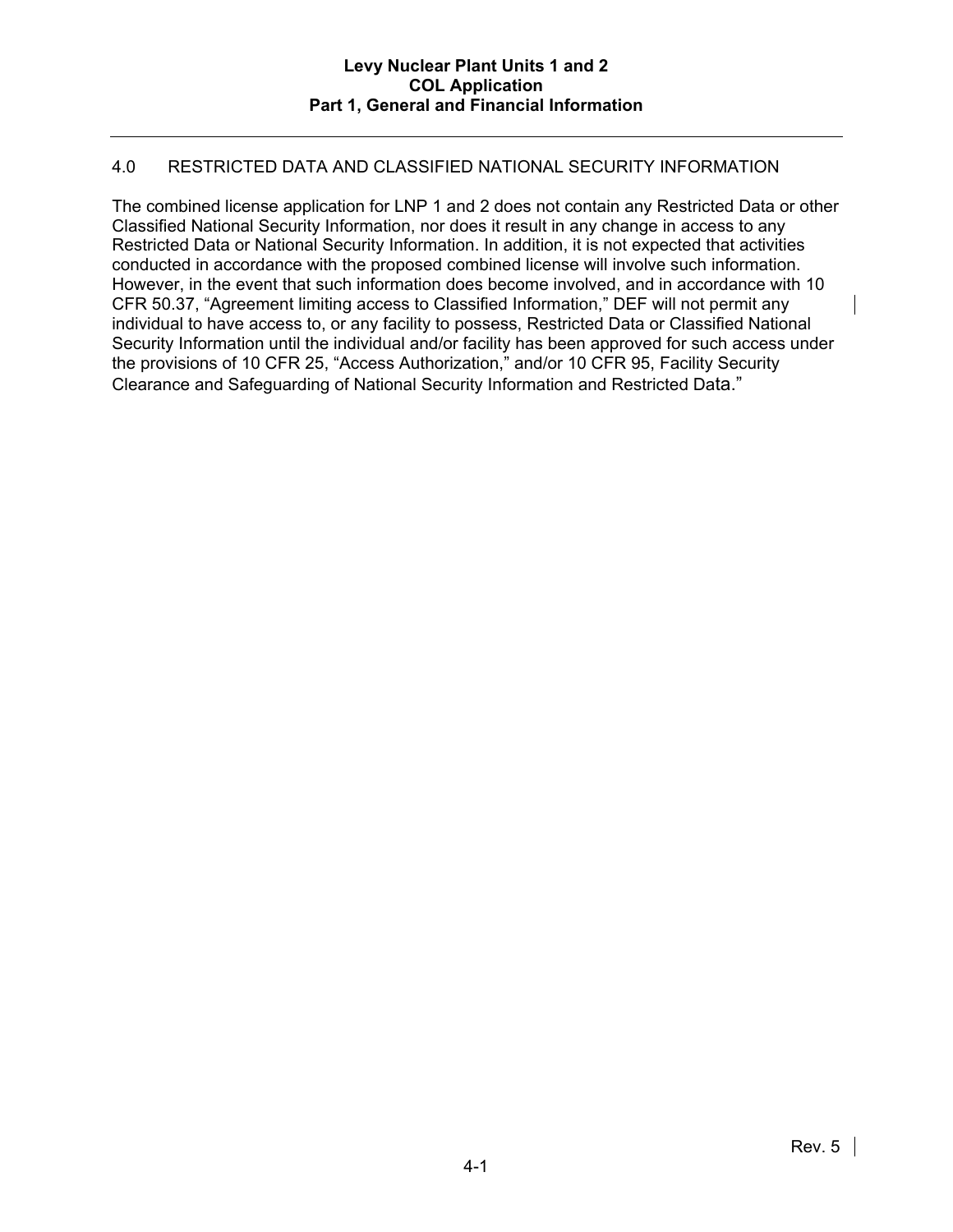## 4.0 RESTRICTED DATA AND CLASSIFIED NATIONAL SECURITY INFORMATION

The combined license application for LNP 1 and 2 does not contain any Restricted Data or other Classified National Security Information, nor does it result in any change in access to any Restricted Data or National Security Information. In addition, it is not expected that activities conducted in accordance with the proposed combined license will involve such information. However, in the event that such information does become involved, and in accordance with 10 CFR 50.37, “Agreement limiting access to Classified Information,” DEF will not permit any individual to have access to, or any facility to possess, Restricted Data or Classified National Security Information until the individual and/or facility has been approved for such access under the provisions of 10 CFR 25, “Access Authorization,” and/or 10 CFR 95, Facility Security Clearance and Safeguarding of National Security Information and Restricted Data.”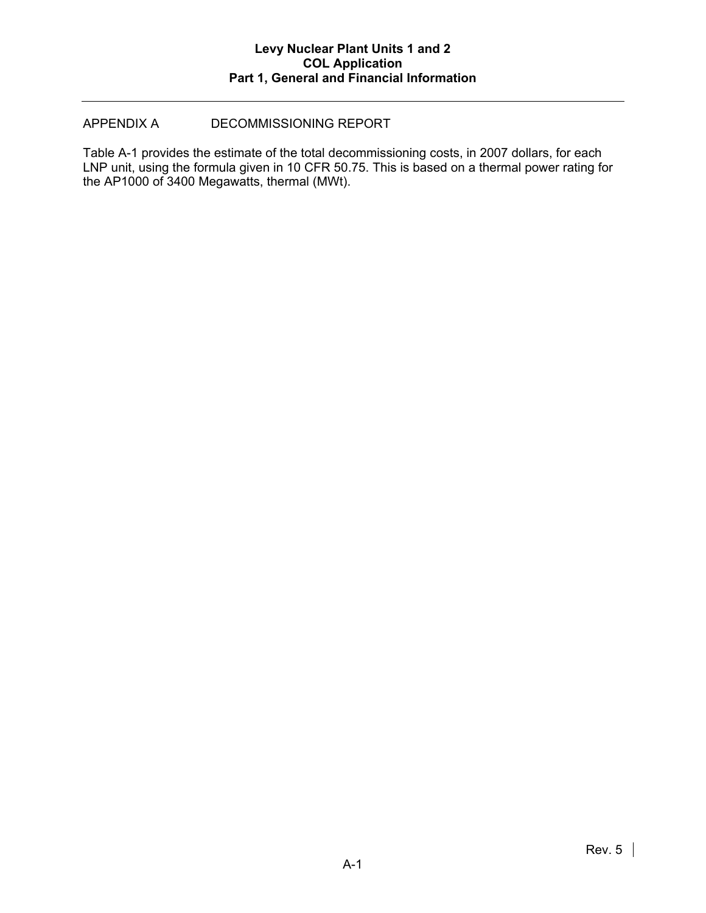## APPENDIX A DECOMMISSIONING REPORT

Table A-1 provides the estimate of the total decommissioning costs, in 2007 dollars, for each LNP unit, using the formula given in 10 CFR 50.75. This is based on a thermal power rating for the AP1000 of 3400 Megawatts, thermal (MWt).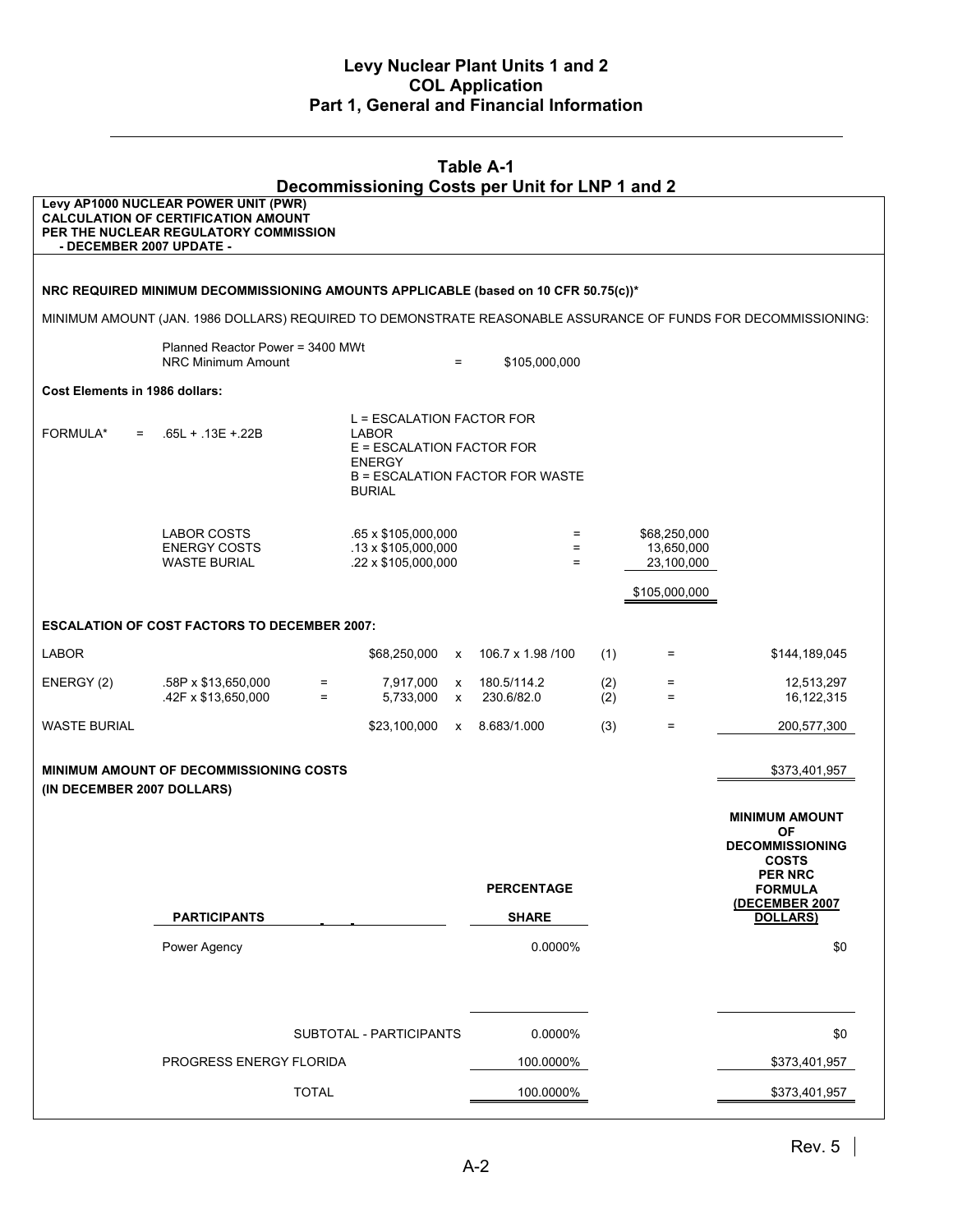## Table A-1
## Decommissioning Costs per Unit for LNP 1 and 2

**Levy AP1000 NUCLEAR POWER UNIT (PWR)**
**CALCULATION OF CERTIFICATION AMOUNT**
**PER THE NUCLEAR REGULATORY COMMISSION**
**- DECEMBER 2007 UPDATE -**

**NRC REQUIRED MINIMUM DECOMMISSIONING AMOUNTS APPLICABLE (based on 10 CFR 50.75(c))***

MINIMUM AMOUNT (JAN. 1986 DOLLARS) REQUIRED TO DEMONSTRATE REASONABLE ASSURANCE OF FUNDS FOR DECOMMISSIONING:

Planned Reactor Power = 3400 MWt
NRC Minimum Amount = $105,000,000

**Cost Elements in 1986 dollars:**

FORMULA* = .65L + .13E +.22B

L = ESCALATION FACTOR FOR LABOR
E = ESCALATION FACTOR FOR ENERGY
B = ESCALATION FACTOR FOR WASTE BURIAL

| | | | |
|---|---|---|---|
| LABOR COSTS | .65 x $105,000,000 | = | $68,250,000 |
| ENERGY COSTS | .13 x $105,000,000 | = | 13,650,000 |
| WASTE BURIAL | .22 x $105,000,000 | = | 23,100,000 |
| | | | $105,000,000 |

**ESCALATION OF COST FACTORS TO DECEMBER 2007:**

| | | | | | | | | |
|---|---|---|---|---|---|---|---|---|
| LABOR | | | $68,250,000 | x | 106.7 x 1.98 /100 | (1) | = | $144,189,045 |
| ENERGY (2) | .58P x $13,650,000 | = | 7,917,000 | x | 180.5/114.2 | (2) | = | 12,513,297 |
| | .42F x $13,650,000 | = | 5,733,000 | x | 230.6/82.0 | (2) | = | 16,122,315 |
| WASTE BURIAL | | | $23,100,000 | x | 8.683/1.000 | (3) | = | 200,577,300 |

**MINIMUM AMOUNT OF DECOMMISSIONING COSTS (IN DECEMBER 2007 DOLLARS)** $373,401,957

| PARTICIPANTS | PERCENTAGE SHARE | MINIMUM AMOUNT OF DECOMMISSIONING COSTS PER NRC FORMULA (DECEMBER 2007 DOLLARS) |
|---|---|---|
| Power Agency | 0.0000% | $0 |
| SUBTOTAL - PARTICIPANTS | 0.0000% | $0 |
| PROGRESS ENERGY FLORIDA | 100.0000% | $373,401,957 |
| TOTAL | 100.0000% | $373,401,957 |

Rev. 5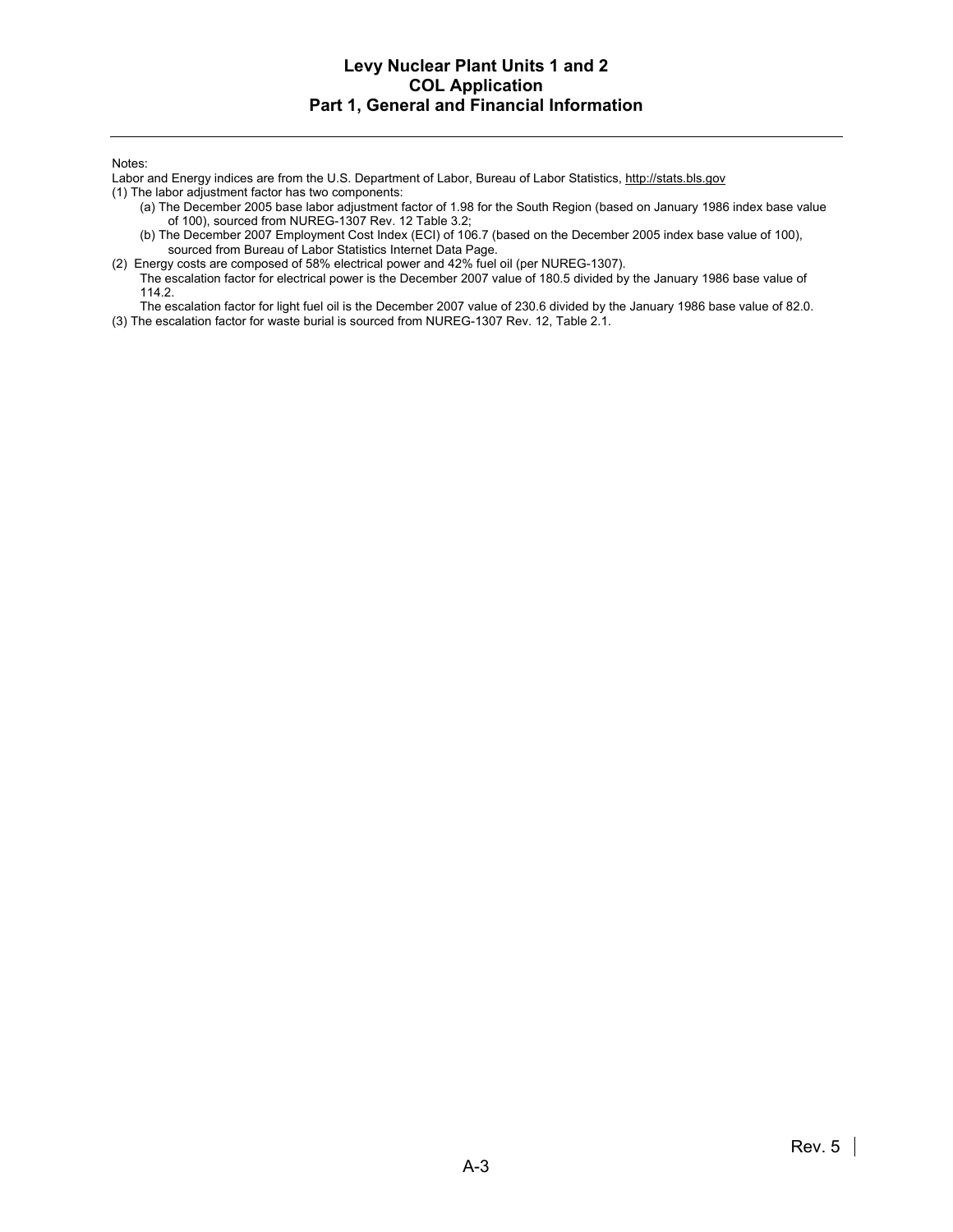Notes:

Labor and Energy indices are from the U.S. Department of Labor, Bureau of Labor Statistics, http://stats.bls.gov

(1) The labor adjustment factor has two components:

- (a) The December 2005 base labor adjustment factor of 1.98 for the South Region (based on January 1986 index base value of 100), sourced from NUREG-1307 Rev. 12 Table 3.2;
- (b) The December 2007 Employment Cost Index (ECI) of 106.7 (based on the December 2005 index base value of 100), sourced from Bureau of Labor Statistics Internet Data Page.

(2) Energy costs are composed of 58% electrical power and 42% fuel oil (per NUREG-1307).

The escalation factor for electrical power is the December 2007 value of 180.5 divided by the January 1986 base value of 114.2.

The escalation factor for light fuel oil is the December 2007 value of 230.6 divided by the January 1986 base value of 82.0.

(3) The escalation factor for waste burial is sourced from NUREG-1307 Rev. 12, Table 2.1.